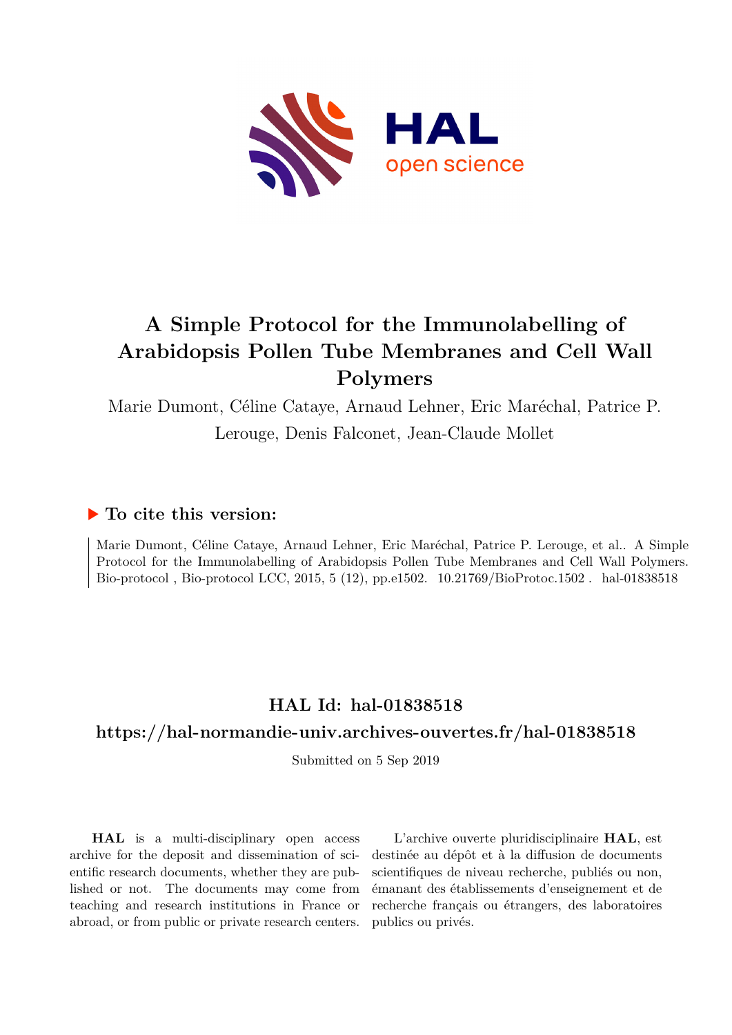# A Simple Protocol for the Immunolabelling of Arabidopsis Pollen Tube Membranes and Cell Wall Polymers

Marie Dumont, Céline Cataye, Arnaud Lehner, Eric Maréchal, Patrice P. Lerouge, Denis Falconet, Jean-Claude Mollet

## ▶ To cite this version:

Marie Dumont, Céline Cataye, Arnaud Lehner, Eric Maréchal, Patrice P. Lerouge, et al.. A Simple Protocol for the Immunolabelling of Arabidopsis Pollen Tube Membranes and Cell Wall Polymers. Bio-protocol , Bio-protocol LCC, 2015, 5 (12), pp.e1502. 10.21769/BioProtoc.1502 . hal-01838518

## HAL Id: hal-01838518

## https://hal-normandie-univ.archives-ouvertes.fr/hal-01838518

Submitted on 5 Sep 2019

**HAL** is a multi-disciplinary open access archive for the deposit and dissemination of scientific research documents, whether they are published or not. The documents may come from teaching and research institutions in France or abroad, or from public or private research centers.

L'archive ouverte pluridisciplinaire **HAL**, est destinée au dépôt et à la diffusion de documents scientifiques de niveau recherche, publiés ou non, émanant des établissements d'enseignement et de recherche français ou étrangers, des laboratoires publics ou privés.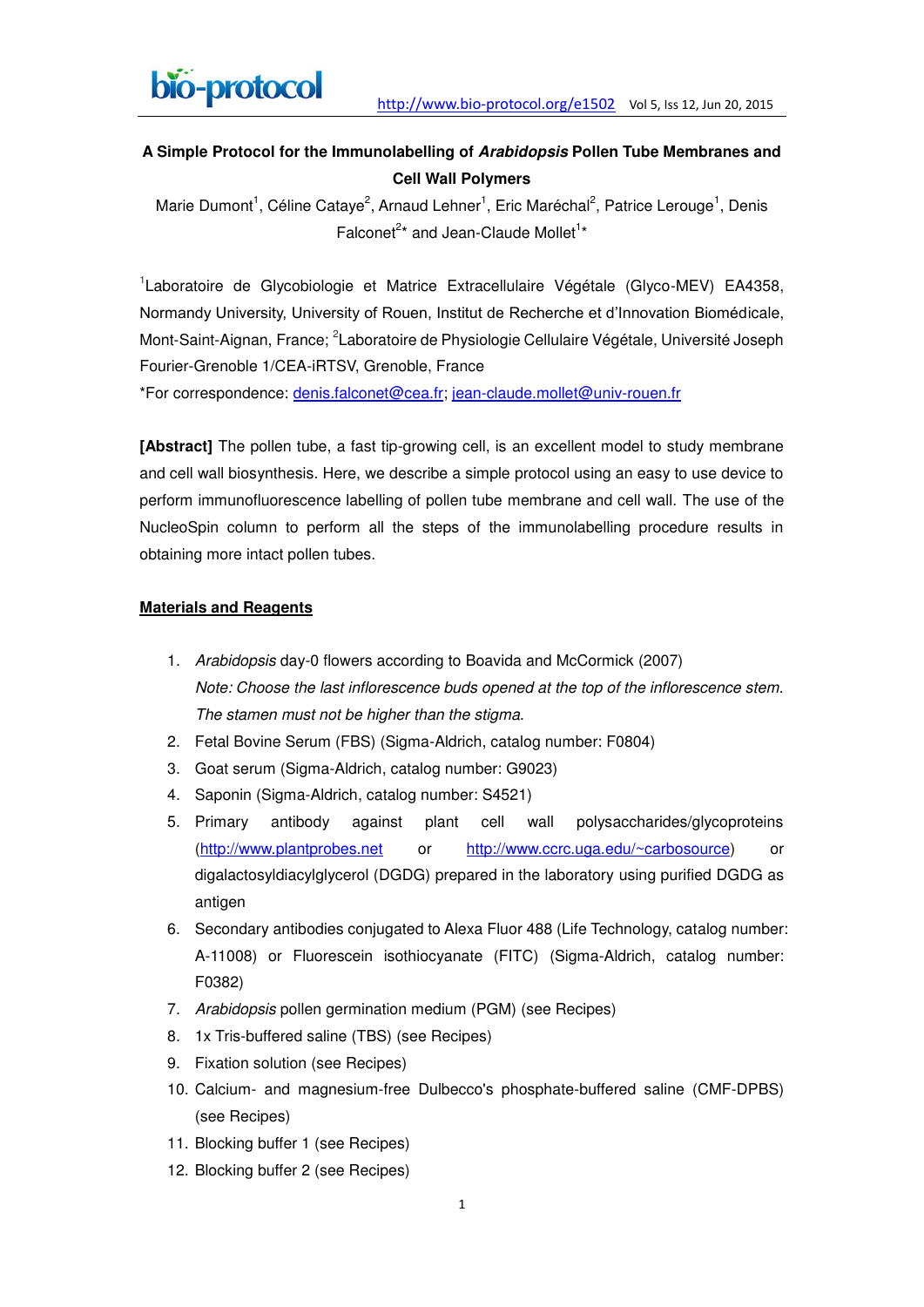**A Simple Protocol for the Immunolabelling of *Arabidopsis* Pollen Tube Membranes and Cell Wall Polymers**

Marie Dumont[1], Céline Cataye[2], Arnaud Lehner[1], Eric Maréchal[2], Patrice Lerouge[1], Denis Falconet[2]* and Jean-Claude Mollet[1]*

[1]Laboratoire de Glycobiologie et Matrice Extracellulaire Végétale (Glyco-MEV) EA4358, Normandy University, University of Rouen, Institut de Recherche et d'Innovation Biomédicale, Mont-Saint-Aignan, France; [2]Laboratoire de Physiologie Cellulaire Végétale, Université Joseph Fourier-Grenoble 1/CEA-iRTSV, Grenoble, France

*For correspondence: denis.falconet@cea.fr; jean-claude.mollet@univ-rouen.fr

**[Abstract]** The pollen tube, a fast tip-growing cell, is an excellent model to study membrane and cell wall biosynthesis. Here, we describe a simple protocol using an easy to use device to perform immunofluorescence labelling of pollen tube membrane and cell wall. The use of the NucleoSpin column to perform all the steps of the immunolabelling procedure results in obtaining more intact pollen tubes.

## Materials and Reagents

1. *Arabidopsis* day-0 flowers according to Boavida and McCormick (2007)
   *Note: Choose the last inflorescence buds opened at the top of the inflorescence stem. The stamen must not be higher than the stigma.*
2. Fetal Bovine Serum (FBS) (Sigma-Aldrich, catalog number: F0804)
3. Goat serum (Sigma-Aldrich, catalog number: G9023)
4. Saponin (Sigma-Aldrich, catalog number: S4521)
5. Primary antibody against plant cell wall polysaccharides/glycoproteins (http://www.plantprobes.net or http://www.ccrc.uga.edu/~carbosource) or digalactosyldiacylglycerol (DGDG) prepared in the laboratory using purified DGDG as antigen
6. Secondary antibodies conjugated to Alexa Fluor 488 (Life Technology, catalog number: A-11008) or Fluorescein isothiocyanate (FITC) (Sigma-Aldrich, catalog number: F0382)
7. *Arabidopsis* pollen germination medium (PGM) (see Recipes)
8. 1x Tris-buffered saline (TBS) (see Recipes)
9. Fixation solution (see Recipes)
10. Calcium- and magnesium-free Dulbecco's phosphate-buffered saline (CMF-DPBS) (see Recipes)
11. Blocking buffer 1 (see Recipes)
12. Blocking buffer 2 (see Recipes)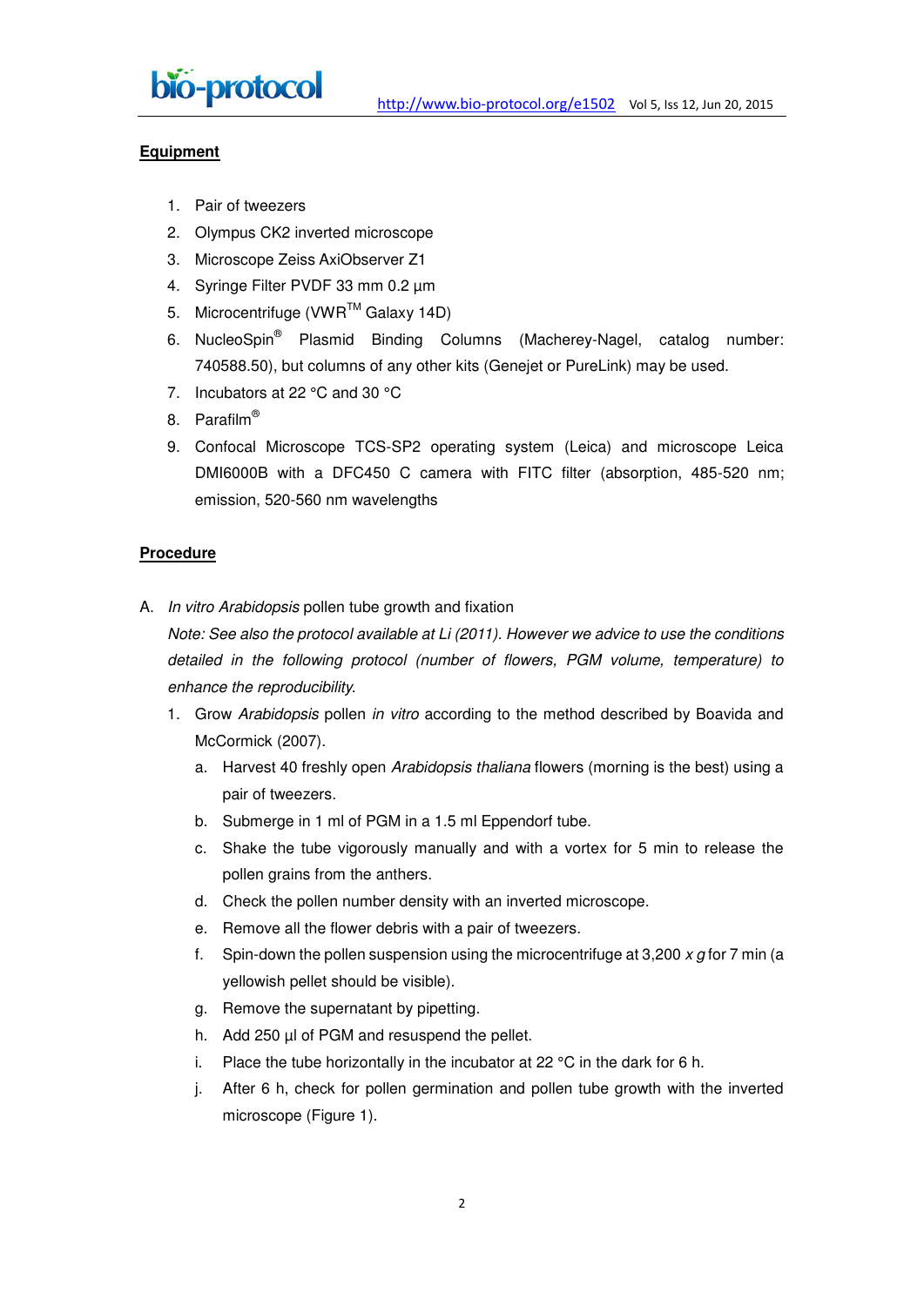## Equipment

1. Pair of tweezers
2. Olympus CK2 inverted microscope
3. Microscope Zeiss AxiObserver Z1
4. Syringe Filter PVDF 33 mm 0.2 µm
5. Microcentrifuge (VWR™ Galaxy 14D)
6. NucleoSpin® Plasmid Binding Columns (Macherey-Nagel, catalog number: 740588.50), but columns of any other kits (Genejet or PureLink) may be used.
7. Incubators at 22 °C and 30 °C
8. Parafilm®
9. Confocal Microscope TCS-SP2 operating system (Leica) and microscope Leica DMI6000B with a DFC450 C camera with FITC filter (absorption, 485-520 nm; emission, 520-560 nm wavelengths

## Procedure

A. *In vitro Arabidopsis* pollen tube growth and fixation

*Note: See also the protocol available at Li (2011). However we advice to use the conditions detailed in the following protocol (number of flowers, PGM volume, temperature) to enhance the reproducibility.*

1. Grow *Arabidopsis* pollen *in vitro* according to the method described by Boavida and McCormick (2007).
    a. Harvest 40 freshly open *Arabidopsis thaliana* flowers (morning is the best) using a pair of tweezers.
    b. Submerge in 1 ml of PGM in a 1.5 ml Eppendorf tube.
    c. Shake the tube vigorously manually and with a vortex for 5 min to release the pollen grains from the anthers.
    d. Check the pollen number density with an inverted microscope.
    e. Remove all the flower debris with a pair of tweezers.
    f. Spin-down the pollen suspension using the microcentrifuge at 3,200 *x g* for 7 min (a yellowish pellet should be visible).
    g. Remove the supernatant by pipetting.
    h. Add 250 µl of PGM and resuspend the pellet.
    i. Place the tube horizontally in the incubator at 22 °C in the dark for 6 h.
    j. After 6 h, check for pollen germination and pollen tube growth with the inverted microscope (Figure 1).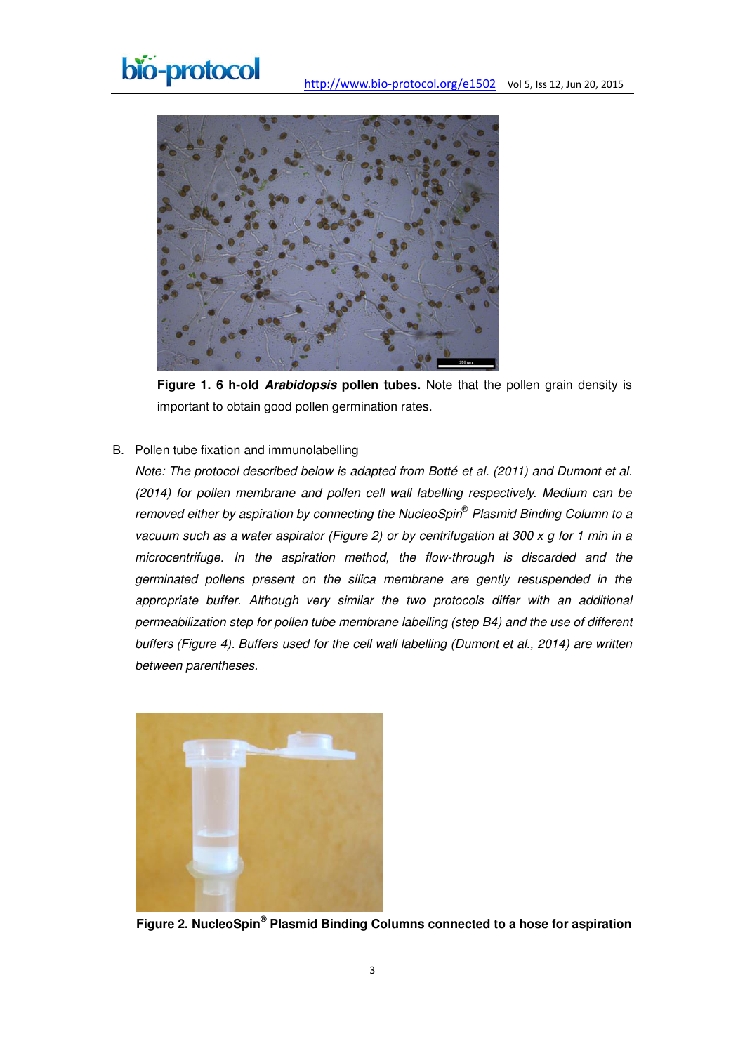**Figure 1. 6 h-old *Arabidopsis* pollen tubes.** Note that the pollen grain density is important to obtain good pollen germination rates.

B. Pollen tube fixation and immunolabelling

*Note: The protocol described below is adapted from Botté et al. (2011) and Dumont et al. (2014) for pollen membrane and pollen cell wall labelling respectively. Medium can be removed either by aspiration by connecting the NucleoSpin® Plasmid Binding Column to a vacuum such as a water aspirator (Figure 2) or by centrifugation at 300 x g for 1 min in a microcentrifuge. In the aspiration method, the flow-through is discarded and the germinated pollens present on the silica membrane are gently resuspended in the appropriate buffer. Although very similar the two protocols differ with an additional permeabilization step for pollen tube membrane labelling (step B4) and the use of different buffers (Figure 4). Buffers used for the cell wall labelling (Dumont et al., 2014) are written between parentheses.*

**Figure 2. NucleoSpin® Plasmid Binding Columns connected to a hose for aspiration**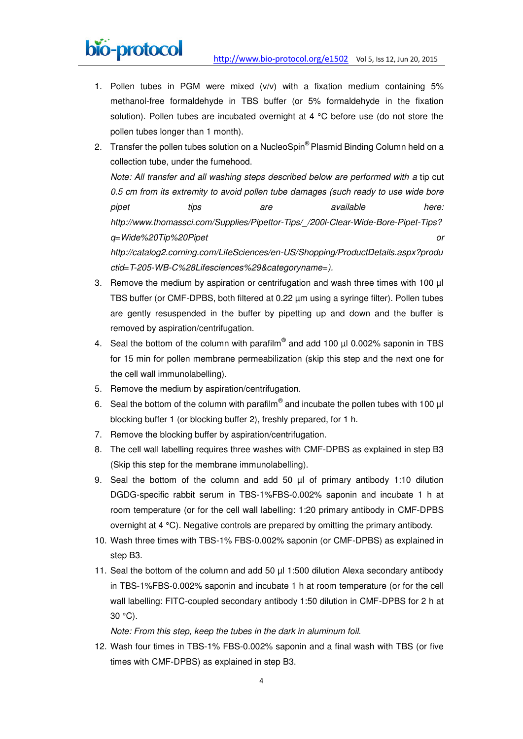1. Pollen tubes in PGM were mixed (v/v) with a fixation medium containing 5% methanol-free formaldehyde in TBS buffer (or 5% formaldehyde in the fixation solution). Pollen tubes are incubated overnight at 4 °C before use (do not store the pollen tubes longer than 1 month).
2. Transfer the pollen tubes solution on a NucleoSpin® Plasmid Binding Column held on a collection tube, under the fumehood.
   *Note: All transfer and all washing steps described below are performed with a* tip cut *0.5 cm from its extremity to avoid pollen tube damages (such ready to use wide bore pipet tips are available here: http://www.thomassci.com/Supplies/Pipettor-Tips/_/200l-Clear-Wide-Bore-Pipet-Tips?q=Wide%20Tip%20Pipet or http://catalog2.corning.com/LifeSciences/en-US/Shopping/ProductDetails.aspx?productid=T-205-WB-C%28Lifesciences%29&categoryname=).*
3. Remove the medium by aspiration or centrifugation and wash three times with 100 µl TBS buffer (or CMF-DPBS, both filtered at 0.22 µm using a syringe filter). Pollen tubes are gently resuspended in the buffer by pipetting up and down and the buffer is removed by aspiration/centrifugation.
4. Seal the bottom of the column with parafilm® and add 100 µl 0.002% saponin in TBS for 15 min for pollen membrane permeabilization (skip this step and the next one for the cell wall immunolabelling).
5. Remove the medium by aspiration/centrifugation.
6. Seal the bottom of the column with parafilm® and incubate the pollen tubes with 100 µl blocking buffer 1 (or blocking buffer 2), freshly prepared, for 1 h.
7. Remove the blocking buffer by aspiration/centrifugation.
8. The cell wall labelling requires three washes with CMF-DPBS as explained in step B3 (Skip this step for the membrane immunolabelling).
9. Seal the bottom of the column and add 50 µl of primary antibody 1:10 dilution DGDG-specific rabbit serum in TBS-1%FBS-0.002% saponin and incubate 1 h at room temperature (or for the cell wall labelling: 1:20 primary antibody in CMF-DPBS overnight at 4 °C). Negative controls are prepared by omitting the primary antibody.
10. Wash three times with TBS-1% FBS-0.002% saponin (or CMF-DPBS) as explained in step B3.
11. Seal the bottom of the column and add 50 µl 1:500 dilution Alexa secondary antibody in TBS-1%FBS-0.002% saponin and incubate 1 h at room temperature (or for the cell wall labelling: FITC-coupled secondary antibody 1:50 dilution in CMF-DPBS for 2 h at 30 °C).
    *Note: From this step, keep the tubes in the dark in aluminum foil.*
12. Wash four times in TBS-1% FBS-0.002% saponin and a final wash with TBS (or five times with CMF-DPBS) as explained in step B3.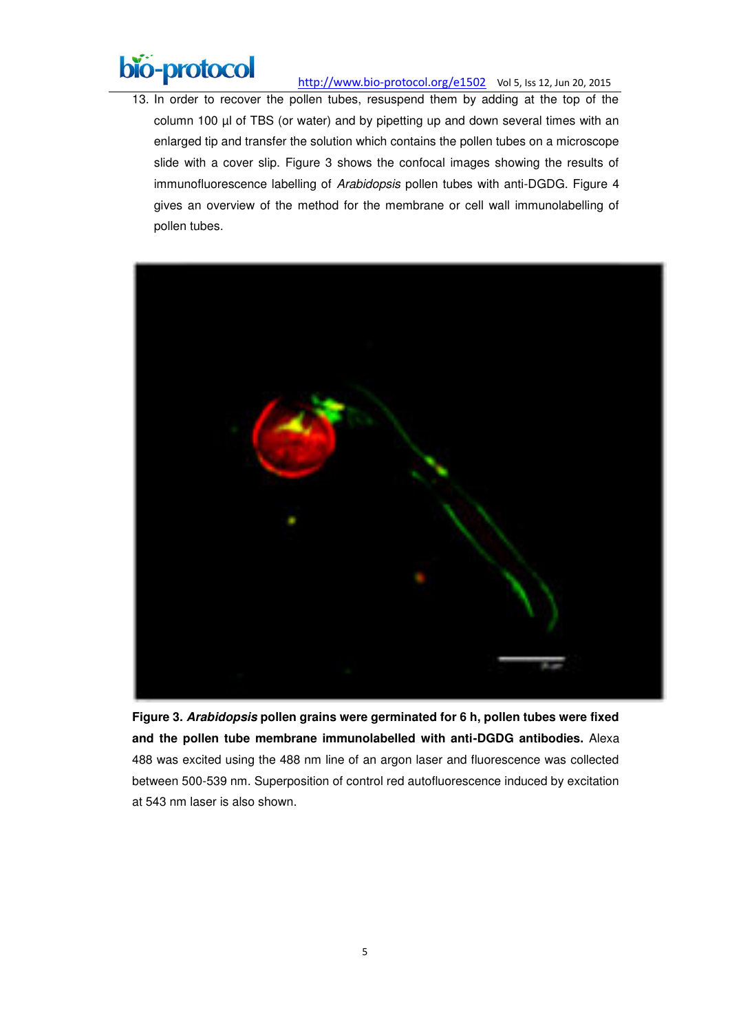13. In order to recover the pollen tubes, resuspend them by adding at the top of the column 100 µl of TBS (or water) and by pipetting up and down several times with an enlarged tip and transfer the solution which contains the pollen tubes on a microscope slide with a cover slip. Figure 3 shows the confocal images showing the results of immunofluorescence labelling of *Arabidopsis* pollen tubes with anti-DGDG. Figure 4 gives an overview of the method for the membrane or cell wall immunolabelling of pollen tubes.

**Figure 3. *Arabidopsis* pollen grains were germinated for 6 h, pollen tubes were fixed and the pollen tube membrane immunolabelled with anti-DGDG antibodies.** Alexa 488 was excited using the 488 nm line of an argon laser and fluorescence was collected between 500-539 nm. Superposition of control red autofluorescence induced by excitation at 543 nm laser is also shown.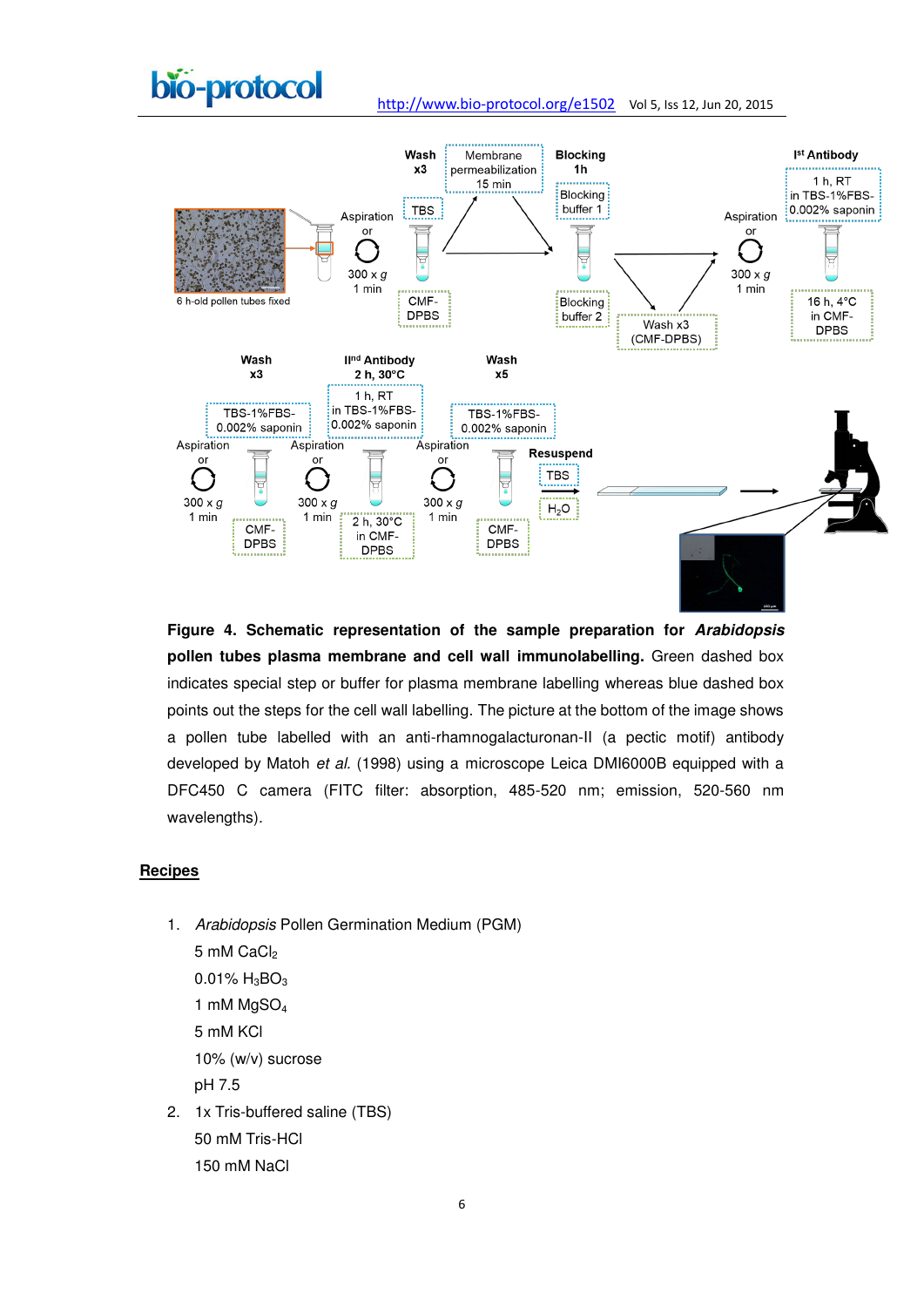**Figure 4. Schematic representation of the sample preparation for *Arabidopsis* pollen tubes plasma membrane and cell wall immunolabelling.** Green dashed box indicates special step or buffer for plasma membrane labelling whereas blue dashed box points out the steps for the cell wall labelling. The picture at the bottom of the image shows a pollen tube labelled with an anti-rhamnogalacturonan-II (a pectic motif) antibody developed by Matoh *et al.* (1998) using a microscope Leica DMI6000B equipped with a DFC450 C camera (FITC filter: absorption, 485-520 nm; emission, 520-560 nm wavelengths).

## Recipes

1. *Arabidopsis* Pollen Germination Medium (PGM)
   5 mM $CaCl_2$
   0.01% $H_3BO_3$
   1 mM $MgSO_4$
   5 mM KCl
   10% (w/v) sucrose
   pH 7.5
2. 1x Tris-buffered saline (TBS)
   50 mM Tris-HCl
   150 mM NaCl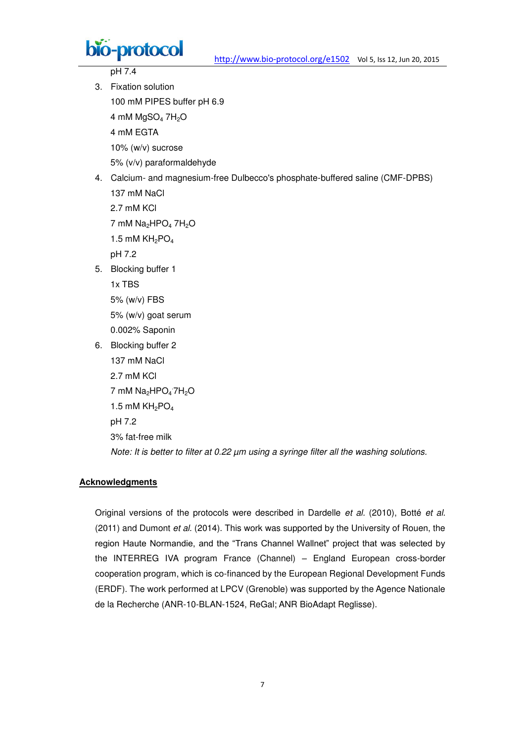pH 7.4

3. Fixation solution

   100 mM PIPES buffer pH 6.9

   4 mM $MgSO_4$ $7H_2O$

   4 mM EGTA

   10% (w/v) sucrose

   5% (v/v) paraformaldehyde

4. Calcium- and magnesium-free Dulbecco's phosphate-buffered saline (CMF-DPBS)

   137 mM NaCl

   2.7 mM KCl

   7 mM $Na_2HPO_4$ $7H_2O$

   1.5 mM $KH_2PO_4$

   pH 7.2

5. Blocking buffer 1

   1x TBS

   5% (w/v) FBS

   5% (w/v) goat serum

   0.002% Saponin

6. Blocking buffer 2

   137 mM NaCl

   2.7 mM KCl

   7 mM $Na_2HPO_4$ $7H_2O$

   1.5 mM $KH_2PO_4$

   pH 7.2

   3% fat-free milk

   *Note: It is better to filter at 0.22 µm using a syringe filter all the washing solutions.*

## Acknowledgments

Original versions of the protocols were described in Dardelle *et al.* (2010), Botté *et al.* (2011) and Dumont *et al.* (2014). This work was supported by the University of Rouen, the region Haute Normandie, and the "Trans Channel Wallnet" project that was selected by the INTERREG IVA program France (Channel) – England European cross-border cooperation program, which is co-financed by the European Regional Development Funds (ERDF). The work performed at LPCV (Grenoble) was supported by the Agence Nationale de la Recherche (ANR-10-BLAN-1524, ReGal; ANR BioAdapt Reglisse).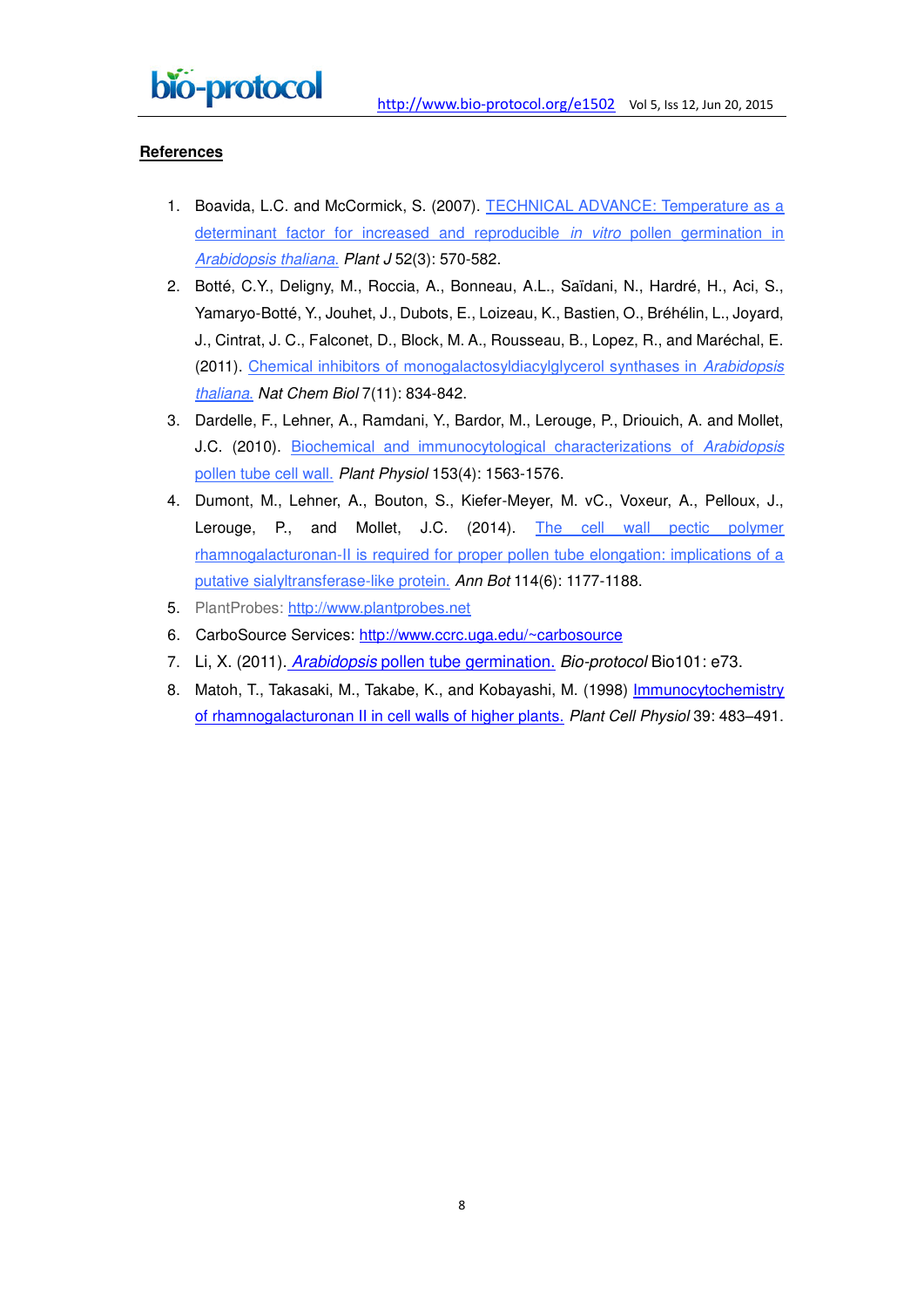## References

1. Boavida, L.C. and McCormick, S. (2007). TECHNICAL ADVANCE: Temperature as a determinant factor for increased and reproducible *in vitro* pollen germination in *Arabidopsis thaliana*. *Plant J* 52(3): 570-582.
2. Botté, C.Y., Deligny, M., Roccia, A., Bonneau, A.L., Saïdani, N., Hardré, H., Aci, S., Yamaryo-Botté, Y., Jouhet, J., Dubots, E., Loizeau, K., Bastien, O., Bréhélin, L., Joyard, J., Cintrat, J. C., Falconet, D., Block, M. A., Rousseau, B., Lopez, R., and Maréchal, E. (2011). Chemical inhibitors of monogalactosyldiacylglycerol synthases in *Arabidopsis thaliana*. *Nat Chem Biol* 7(11): 834-842.
3. Dardelle, F., Lehner, A., Ramdani, Y., Bardor, M., Lerouge, P., Driouich, A. and Mollet, J.C. (2010). Biochemical and immunocytological characterizations of *Arabidopsis* pollen tube cell wall. *Plant Physiol* 153(4): 1563-1576.
4. Dumont, M., Lehner, A., Bouton, S., Kiefer-Meyer, M. vC., Voxeur, A., Pelloux, J., Lerouge, P., and Mollet, J.C. (2014). The cell wall pectic polymer rhamnogalacturonan-II is required for proper pollen tube elongation: implications of a putative sialyltransferase-like protein. *Ann Bot* 114(6): 1177-1188.
5. PlantProbes: http://www.plantprobes.net
6. CarboSource Services: http://www.ccrc.uga.edu/~carbosource
7. Li, X. (2011). *Arabidopsis* pollen tube germination. *Bio-protocol* Bio101: e73.
8. Matoh, T., Takasaki, M., Takabe, K., and Kobayashi, M. (1998) Immunocytochemistry of rhamnogalacturonan II in cell walls of higher plants. *Plant Cell Physiol* 39: 483–491.